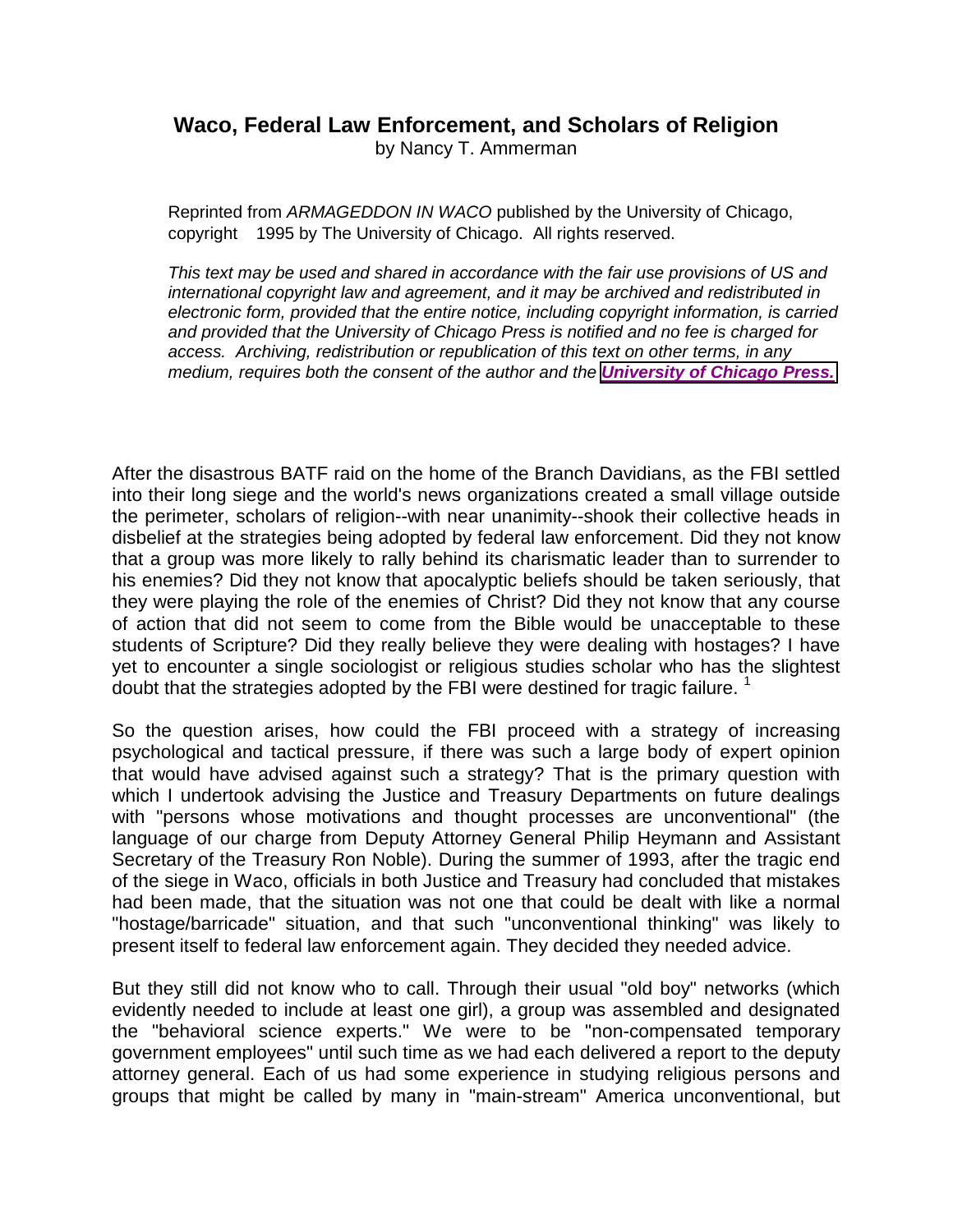# Waco, Federal Law Enforcement, and Scholars of Religion

by Nancy T. Ammerman

Reprinted from *ARMAGEDDON IN WACO* published by the University of Chicago, copyright 1995 by The University of Chicago. All rights reserved.

*This text may be used and shared in accordance with the fair use provisions of US and international copyright law and agreement, and it may be archived and redistributed in electronic form, provided that the entire notice, including copyright information, is carried and provided that the University of Chicago Press is notified and no fee is charged for access. Archiving, redistribution or republication of this text on other terms, in any medium, requires both the consent of the author and the* ***University of Chicago Press.***

After the disastrous BATF raid on the home of the Branch Davidians, as the FBI settled into their long siege and the world's news organizations created a small village outside the perimeter, scholars of religion--with near unanimity--shook their collective heads in disbelief at the strategies being adopted by federal law enforcement. Did they not know that a group was more likely to rally behind its charismatic leader than to surrender to his enemies? Did they not know that apocalyptic beliefs should be taken seriously, that they were playing the role of the enemies of Christ? Did they not know that any course of action that did not seem to come from the Bible would be unacceptable to these students of Scripture? Did they really believe they were dealing with hostages? I have yet to encounter a single sociologist or religious studies scholar who has the slightest doubt that the strategies adopted by the FBI were destined for tragic failure. [1]

So the question arises, how could the FBI proceed with a strategy of increasing psychological and tactical pressure, if there was such a large body of expert opinion that would have advised against such a strategy? That is the primary question with which I undertook advising the Justice and Treasury Departments on future dealings with "persons whose motivations and thought processes are unconventional" (the language of our charge from Deputy Attorney General Philip Heymann and Assistant Secretary of the Treasury Ron Noble). During the summer of 1993, after the tragic end of the siege in Waco, officials in both Justice and Treasury had concluded that mistakes had been made, that the situation was not one that could be dealt with like a normal "hostage/barricade" situation, and that such "unconventional thinking" was likely to present itself to federal law enforcement again. They decided they needed advice.

But they still did not know who to call. Through their usual "old boy" networks (which evidently needed to include at least one girl), a group was assembled and designated the "behavioral science experts." We were to be "non-compensated temporary government employees" until such time as we had each delivered a report to the deputy attorney general. Each of us had some experience in studying religious persons and groups that might be called by many in "main-stream" America unconventional, but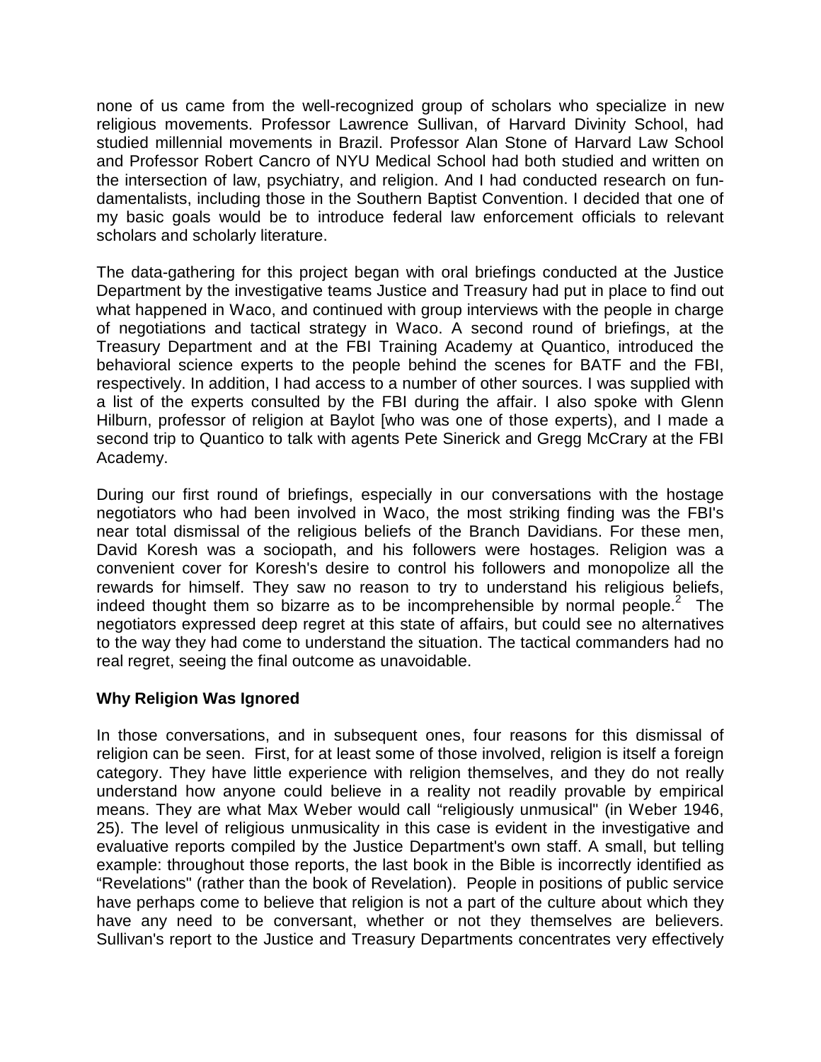none of us came from the well-recognized group of scholars who specialize in new religious movements. Professor Lawrence Sullivan, of Harvard Divinity School, had studied millennial movements in Brazil. Professor Alan Stone of Harvard Law School and Professor Robert Cancro of NYU Medical School had both studied and written on the intersection of law, psychiatry, and religion. And I had conducted research on fundamentalists, including those in the Southern Baptist Convention. I decided that one of my basic goals would be to introduce federal law enforcement officials to relevant scholars and scholarly literature.

The data-gathering for this project began with oral briefings conducted at the Justice Department by the investigative teams Justice and Treasury had put in place to find out what happened in Waco, and continued with group interviews with the people in charge of negotiations and tactical strategy in Waco. A second round of briefings, at the Treasury Department and at the FBI Training Academy at Quantico, introduced the behavioral science experts to the people behind the scenes for BATF and the FBI, respectively. In addition, I had access to a number of other sources. I was supplied with a list of the experts consulted by the FBI during the affair. I also spoke with Glenn Hilburn, professor of religion at Baylot [who was one of those experts), and I made a second trip to Quantico to talk with agents Pete Sinerick and Gregg McCrary at the FBI Academy.

During our first round of briefings, especially in our conversations with the hostage negotiators who had been involved in Waco, the most striking finding was the FBI's near total dismissal of the religious beliefs of the Branch Davidians. For these men, David Koresh was a sociopath, and his followers were hostages. Religion was a convenient cover for Koresh's desire to control his followers and monopolize all the rewards for himself. They saw no reason to try to understand his religious beliefs, indeed thought them so bizarre as to be incomprehensible by normal people.[2] The negotiators expressed deep regret at this state of affairs, but could see no alternatives to the way they had come to understand the situation. The tactical commanders had no real regret, seeing the final outcome as unavoidable.

**Why Religion Was Ignored**

In those conversations, and in subsequent ones, four reasons for this dismissal of religion can be seen. First, for at least some of those involved, religion is itself a foreign category. They have little experience with religion themselves, and they do not really understand how anyone could believe in a reality not readily provable by empirical means. They are what Max Weber would call "religiously unmusical" (in Weber 1946, 25). The level of religious unmusicality in this case is evident in the investigative and evaluative reports compiled by the Justice Department's own staff. A small, but telling example: throughout those reports, the last book in the Bible is incorrectly identified as "Revelations" (rather than the book of Revelation). People in positions of public service have perhaps come to believe that religion is not a part of the culture about which they have any need to be conversant, whether or not they themselves are believers. Sullivan's report to the Justice and Treasury Departments concentrates very effectively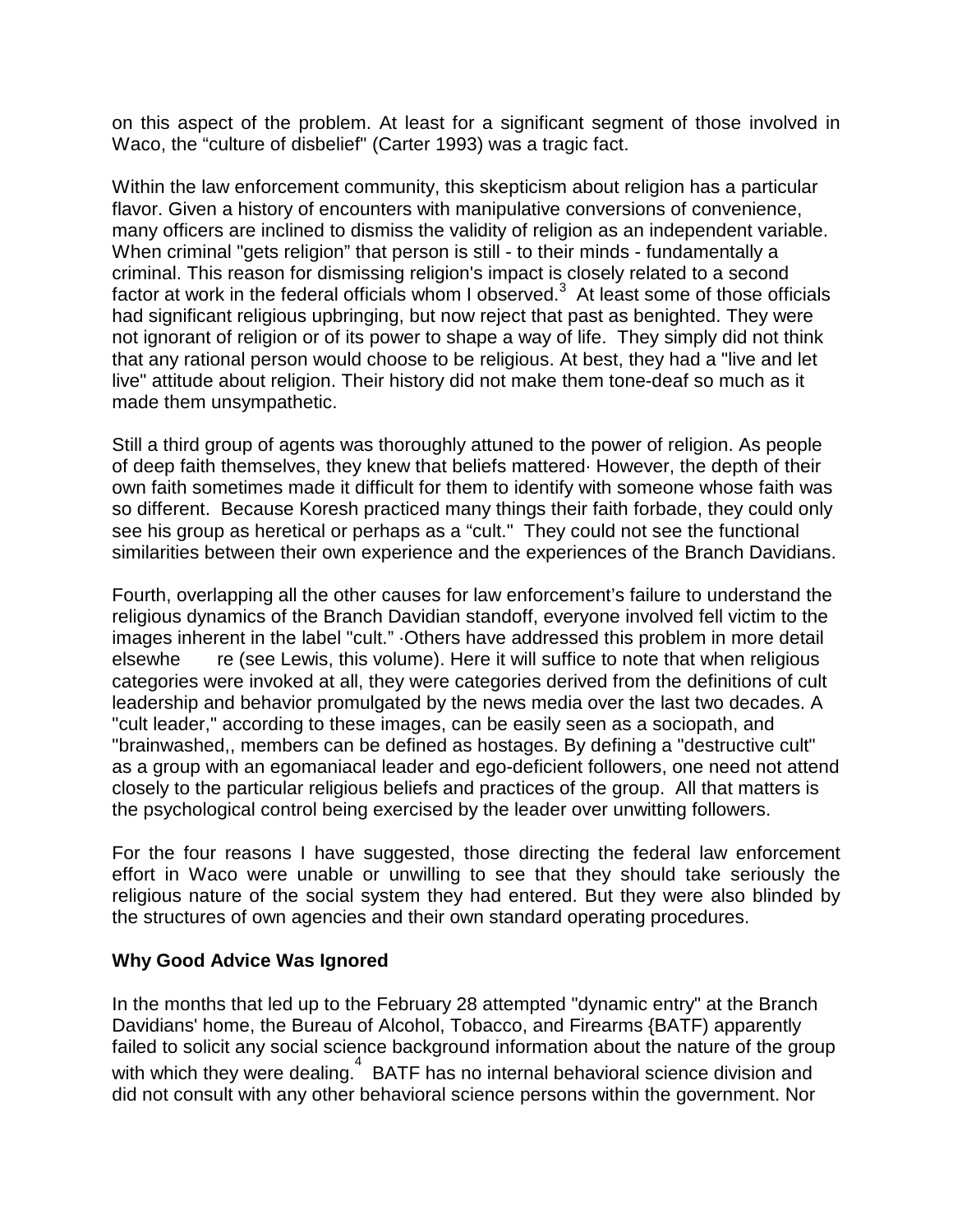on this aspect of the problem. At least for a significant segment of those involved in Waco, the “culture of disbelief" (Carter 1993) was a tragic fact.

Within the law enforcement community, this skepticism about religion has a particular flavor. Given a history of encounters with manipulative conversions of convenience, many officers are inclined to dismiss the validity of religion as an independent variable. When criminal "gets religion” that person is still - to their minds - fundamentally a criminal. This reason for dismissing religion's impact is closely related to a second factor at work in the federal officials whom I observed.[3] At least some of those officials had significant religious upbringing, but now reject that past as benighted. They were not ignorant of religion or of its power to shape a way of life. They simply did not think that any rational person would choose to be religious. At best, they had a "live and let live" attitude about religion. Their history did not make them tone-deaf so much as it made them unsympathetic.

Still a third group of agents was thoroughly attuned to the power of religion. As people of deep faith themselves, they knew that beliefs mattered· However, the depth of their own faith sometimes made it difficult for them to identify with someone whose faith was so different. Because Koresh practiced many things their faith forbade, they could only see his group as heretical or perhaps as a “cult." They could not see the functional similarities between their own experience and the experiences of the Branch Davidians.

Fourth, overlapping all the other causes for law enforcement’s failure to understand the religious dynamics of the Branch Davidian standoff, everyone involved fell victim to the images inherent in the label "cult.” ·Others have addressed this problem in more detail elsewhe re (see Lewis, this volume). Here it will suffice to note that when religious categories were invoked at all, they were categories derived from the definitions of cult leadership and behavior promulgated by the news media over the last two decades. A "cult leader," according to these images, can be easily seen as a sociopath, and "brainwashed,, members can be defined as hostages. By defining a "destructive cult" as a group with an egomaniacal leader and ego-deficient followers, one need not attend closely to the particular religious beliefs and practices of the group. All that matters is the psychological control being exercised by the leader over unwitting followers.

For the four reasons I have suggested, those directing the federal law enforcement effort in Waco were unable or unwilling to see that they should take seriously the religious nature of the social system they had entered. But they were also blinded by the structures of own agencies and their own standard operating procedures.

**Why Good Advice Was Ignored**

In the months that led up to the February 28 attempted "dynamic entry" at the Branch Davidians' home, the Bureau of Alcohol, Tobacco, and Firearms {BATF) apparently failed to solicit any social science background information about the nature of the group with which they were dealing.[4] BATF has no internal behavioral science division and did not consult with any other behavioral science persons within the government. Nor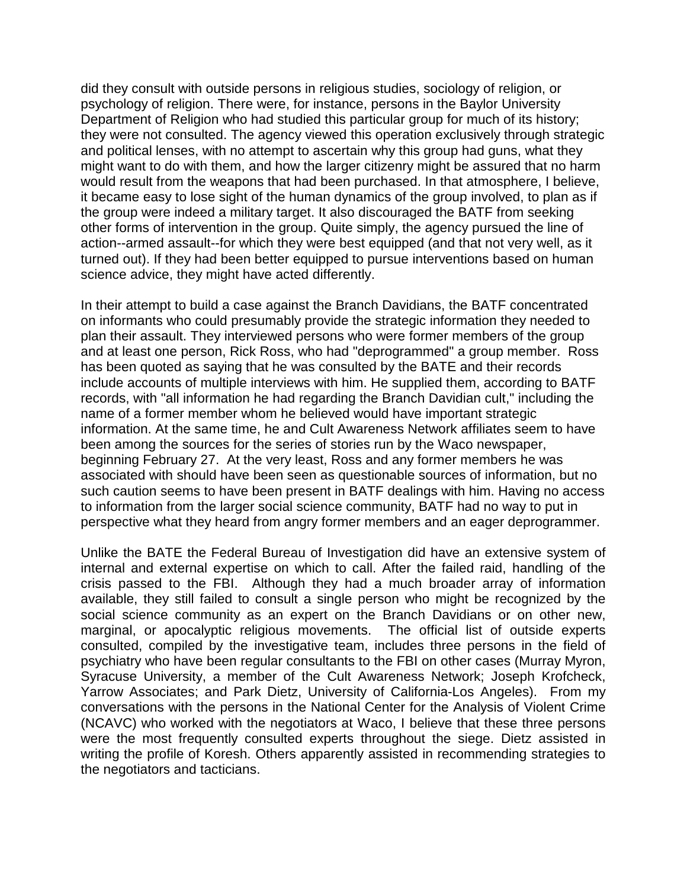did they consult with outside persons in religious studies, sociology of religion, or psychology of religion. There were, for instance, persons in the Baylor University Department of Religion who had studied this particular group for much of its history; they were not consulted. The agency viewed this operation exclusively through strategic and political lenses, with no attempt to ascertain why this group had guns, what they might want to do with them, and how the larger citizenry might be assured that no harm would result from the weapons that had been purchased. In that atmosphere, I believe, it became easy to lose sight of the human dynamics of the group involved, to plan as if the group were indeed a military target. It also discouraged the BATF from seeking other forms of intervention in the group. Quite simply, the agency pursued the line of action--armed assault--for which they were best equipped (and that not very well, as it turned out). If they had been better equipped to pursue interventions based on human science advice, they might have acted differently.

In their attempt to build a case against the Branch Davidians, the BATF concentrated on informants who could presumably provide the strategic information they needed to plan their assault. They interviewed persons who were former members of the group and at least one person, Rick Ross, who had "deprogrammed" a group member. Ross has been quoted as saying that he was consulted by the BATE and their records include accounts of multiple interviews with him. He supplied them, according to BATF records, with "all information he had regarding the Branch Davidian cult," including the name of a former member whom he believed would have important strategic information. At the same time, he and Cult Awareness Network affiliates seem to have been among the sources for the series of stories run by the Waco newspaper, beginning February 27. At the very least, Ross and any former members he was associated with should have been seen as questionable sources of information, but no such caution seems to have been present in BATF dealings with him. Having no access to information from the larger social science community, BATF had no way to put in perspective what they heard from angry former members and an eager deprogrammer.

Unlike the BATE the Federal Bureau of Investigation did have an extensive system of internal and external expertise on which to call. After the failed raid, handling of the crisis passed to the FBI. Although they had a much broader array of information available, they still failed to consult a single person who might be recognized by the social science community as an expert on the Branch Davidians or on other new, marginal, or apocalyptic religious movements. The official list of outside experts consulted, compiled by the investigative team, includes three persons in the field of psychiatry who have been regular consultants to the FBI on other cases (Murray Myron, Syracuse University, a member of the Cult Awareness Network; Joseph Krofcheck, Yarrow Associates; and Park Dietz, University of California-Los Angeles). From my conversations with the persons in the National Center for the Analysis of Violent Crime (NCAVC) who worked with the negotiators at Waco, I believe that these three persons were the most frequently consulted experts throughout the siege. Dietz assisted in writing the profile of Koresh. Others apparently assisted in recommending strategies to the negotiators and tacticians.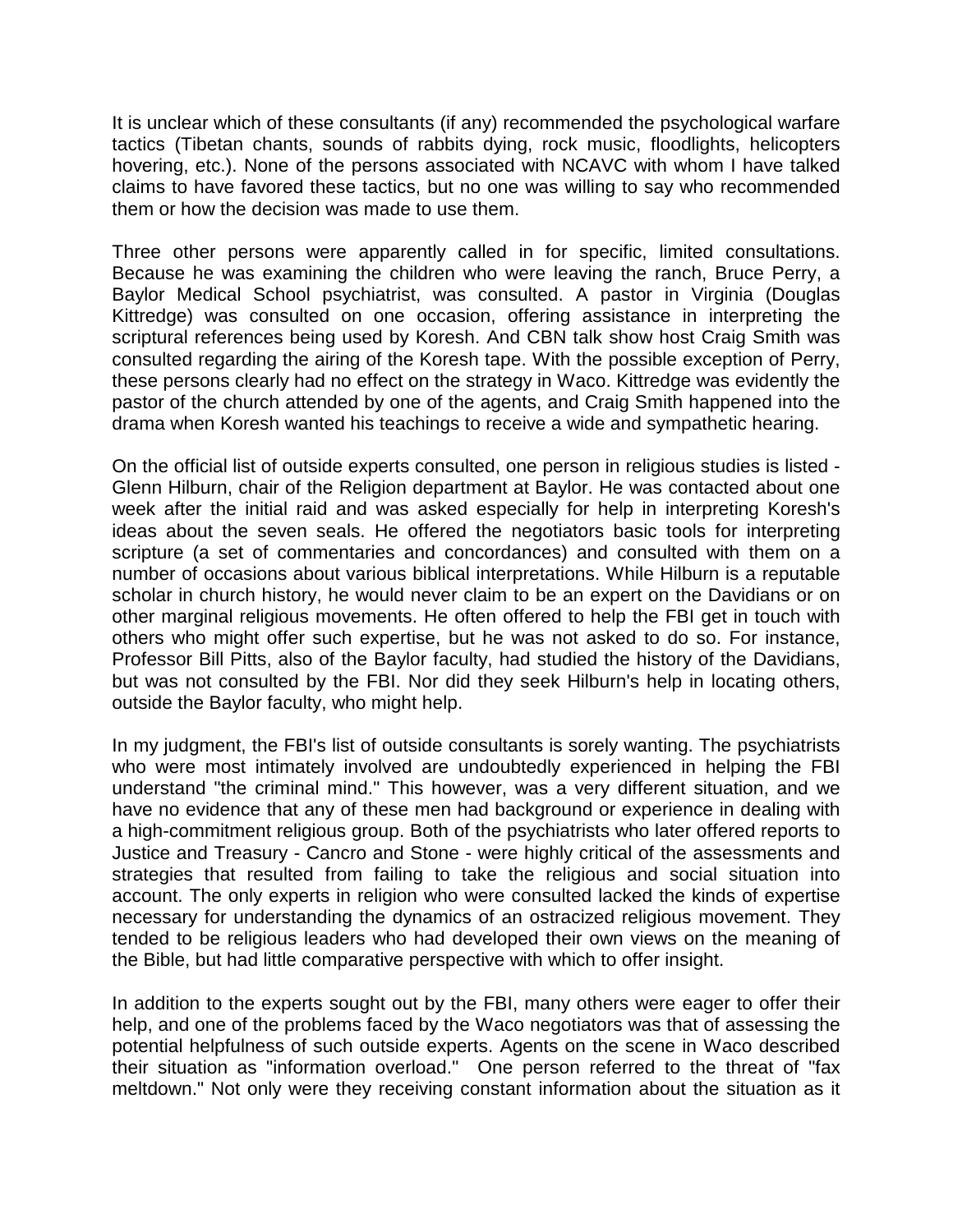It is unclear which of these consultants (if any) recommended the psychological warfare tactics (Tibetan chants, sounds of rabbits dying, rock music, floodlights, helicopters hovering, etc.). None of the persons associated with NCAVC with whom I have talked claims to have favored these tactics, but no one was willing to say who recommended them or how the decision was made to use them.

Three other persons were apparently called in for specific, limited consultations. Because he was examining the children who were leaving the ranch, Bruce Perry, a Baylor Medical School psychiatrist, was consulted. A pastor in Virginia (Douglas Kittredge) was consulted on one occasion, offering assistance in interpreting the scriptural references being used by Koresh. And CBN talk show host Craig Smith was consulted regarding the airing of the Koresh tape. With the possible exception of Perry, these persons clearly had no effect on the strategy in Waco. Kittredge was evidently the pastor of the church attended by one of the agents, and Craig Smith happened into the drama when Koresh wanted his teachings to receive a wide and sympathetic hearing.

On the official list of outside experts consulted, one person in religious studies is listed - Glenn Hilburn, chair of the Religion department at Baylor. He was contacted about one week after the initial raid and was asked especially for help in interpreting Koresh's ideas about the seven seals. He offered the negotiators basic tools for interpreting scripture (a set of commentaries and concordances) and consulted with them on a number of occasions about various biblical interpretations. While Hilburn is a reputable scholar in church history, he would never claim to be an expert on the Davidians or on other marginal religious movements. He often offered to help the FBI get in touch with others who might offer such expertise, but he was not asked to do so. For instance, Professor Bill Pitts, also of the Baylor faculty, had studied the history of the Davidians, but was not consulted by the FBI. Nor did they seek Hilburn's help in locating others, outside the Baylor faculty, who might help.

In my judgment, the FBI's list of outside consultants is sorely wanting. The psychiatrists who were most intimately involved are undoubtedly experienced in helping the FBI understand "the criminal mind." This however, was a very different situation, and we have no evidence that any of these men had background or experience in dealing with a high-commitment religious group. Both of the psychiatrists who later offered reports to Justice and Treasury - Cancro and Stone - were highly critical of the assessments and strategies that resulted from failing to take the religious and social situation into account. The only experts in religion who were consulted lacked the kinds of expertise necessary for understanding the dynamics of an ostracized religious movement. They tended to be religious leaders who had developed their own views on the meaning of the Bible, but had little comparative perspective with which to offer insight.

In addition to the experts sought out by the FBI, many others were eager to offer their help, and one of the problems faced by the Waco negotiators was that of assessing the potential helpfulness of such outside experts. Agents on the scene in Waco described their situation as "information overload." One person referred to the threat of "fax meltdown." Not only were they receiving constant information about the situation as it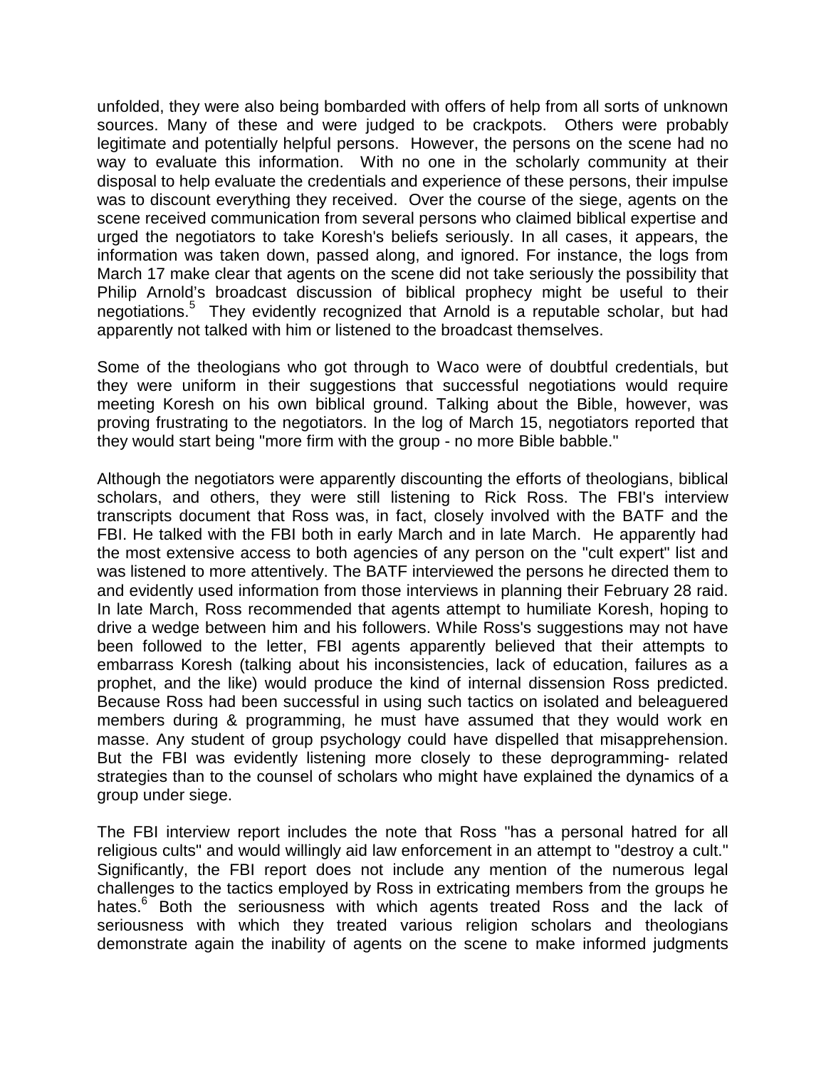unfolded, they were also being bombarded with offers of help from all sorts of unknown sources. Many of these and were judged to be crackpots. Others were probably legitimate and potentially helpful persons. However, the persons on the scene had no way to evaluate this information. With no one in the scholarly community at their disposal to help evaluate the credentials and experience of these persons, their impulse was to discount everything they received. Over the course of the siege, agents on the scene received communication from several persons who claimed biblical expertise and urged the negotiators to take Koresh's beliefs seriously. In all cases, it appears, the information was taken down, passed along, and ignored. For instance, the logs from March 17 make clear that agents on the scene did not take seriously the possibility that Philip Arnold's broadcast discussion of biblical prophecy might be useful to their negotiations.[5] They evidently recognized that Arnold is a reputable scholar, but had apparently not talked with him or listened to the broadcast themselves.

Some of the theologians who got through to Waco were of doubtful credentials, but they were uniform in their suggestions that successful negotiations would require meeting Koresh on his own biblical ground. Talking about the Bible, however, was proving frustrating to the negotiators. In the log of March 15, negotiators reported that they would start being "more firm with the group - no more Bible babble."

Although the negotiators were apparently discounting the efforts of theologians, biblical scholars, and others, they were still listening to Rick Ross. The FBI's interview transcripts document that Ross was, in fact, closely involved with the BATF and the FBI. He talked with the FBI both in early March and in late March. He apparently had the most extensive access to both agencies of any person on the "cult expert" list and was listened to more attentively. The BATF interviewed the persons he directed them to and evidently used information from those interviews in planning their February 28 raid. In late March, Ross recommended that agents attempt to humiliate Koresh, hoping to drive a wedge between him and his followers. While Ross's suggestions may not have been followed to the letter, FBI agents apparently believed that their attempts to embarrass Koresh (talking about his inconsistencies, lack of education, failures as a prophet, and the like) would produce the kind of internal dissension Ross predicted. Because Ross had been successful in using such tactics on isolated and beleaguered members during & programming, he must have assumed that they would work en masse. Any student of group psychology could have dispelled that misapprehension. But the FBI was evidently listening more closely to these deprogramming- related strategies than to the counsel of scholars who might have explained the dynamics of a group under siege.

The FBI interview report includes the note that Ross "has a personal hatred for all religious cults" and would willingly aid law enforcement in an attempt to "destroy a cult." Significantly, the FBI report does not include any mention of the numerous legal challenges to the tactics employed by Ross in extricating members from the groups he hates.[6] Both the seriousness with which agents treated Ross and the lack of seriousness with which they treated various religion scholars and theologians demonstrate again the inability of agents on the scene to make informed judgments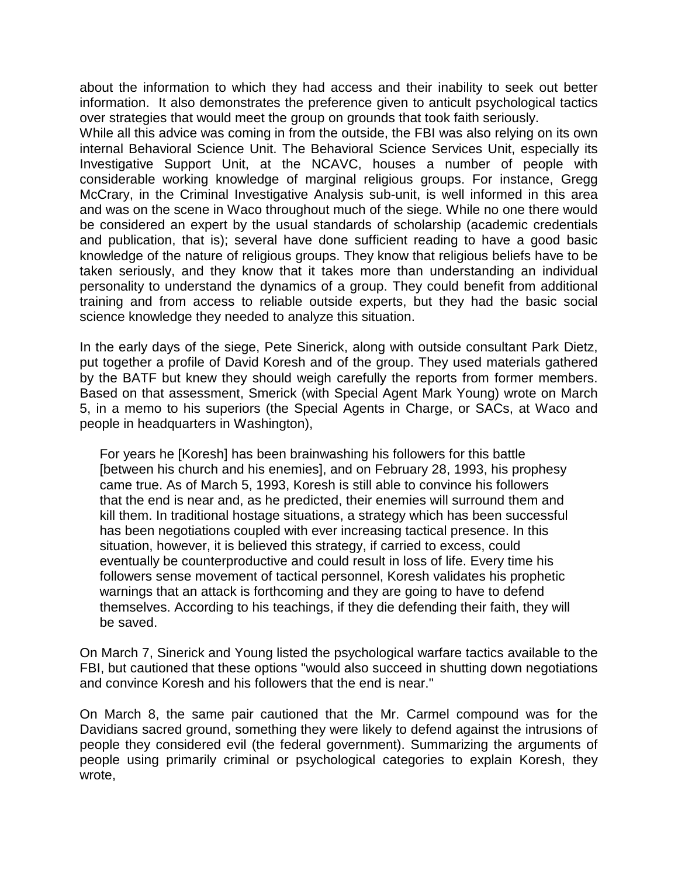about the information to which they had access and their inability to seek out better information. It also demonstrates the preference given to anticult psychological tactics over strategies that would meet the group on grounds that took faith seriously.
While all this advice was coming in from the outside, the FBI was also relying on its own internal Behavioral Science Unit. The Behavioral Science Services Unit, especially its Investigative Support Unit, at the NCAVC, houses a number of people with considerable working knowledge of marginal religious groups. For instance, Gregg McCrary, in the Criminal Investigative Analysis sub-unit, is well informed in this area and was on the scene in Waco throughout much of the siege. While no one there would be considered an expert by the usual standards of scholarship (academic credentials and publication, that is); several have done sufficient reading to have a good basic knowledge of the nature of religious groups. They know that religious beliefs have to be taken seriously, and they know that it takes more than understanding an individual personality to understand the dynamics of a group. They could benefit from additional training and from access to reliable outside experts, but they had the basic social science knowledge they needed to analyze this situation.

In the early days of the siege, Pete Sinerick, along with outside consultant Park Dietz, put together a profile of David Koresh and of the group. They used materials gathered by the BATF but knew they should weigh carefully the reports from former members. Based on that assessment, Smerick (with Special Agent Mark Young) wrote on March 5, in a memo to his superiors (the Special Agents in Charge, or SACs, at Waco and people in headquarters in Washington),

> For years he [Koresh] has been brainwashing his followers for this battle [between his church and his enemies], and on February 28, 1993, his prophesy came true. As of March 5, 1993, Koresh is still able to convince his followers that the end is near and, as he predicted, their enemies will surround them and kill them. In traditional hostage situations, a strategy which has been successful has been negotiations coupled with ever increasing tactical presence. In this situation, however, it is believed this strategy, if carried to excess, could eventually be counterproductive and could result in loss of life. Every time his followers sense movement of tactical personnel, Koresh validates his prophetic warnings that an attack is forthcoming and they are going to have to defend themselves. According to his teachings, if they die defending their faith, they will be saved.

On March 7, Sinerick and Young listed the psychological warfare tactics available to the FBI, but cautioned that these options "would also succeed in shutting down negotiations and convince Koresh and his followers that the end is near."

On March 8, the same pair cautioned that the Mr. Carmel compound was for the Davidians sacred ground, something they were likely to defend against the intrusions of people they considered evil (the federal government). Summarizing the arguments of people using primarily criminal or psychological categories to explain Koresh, they wrote,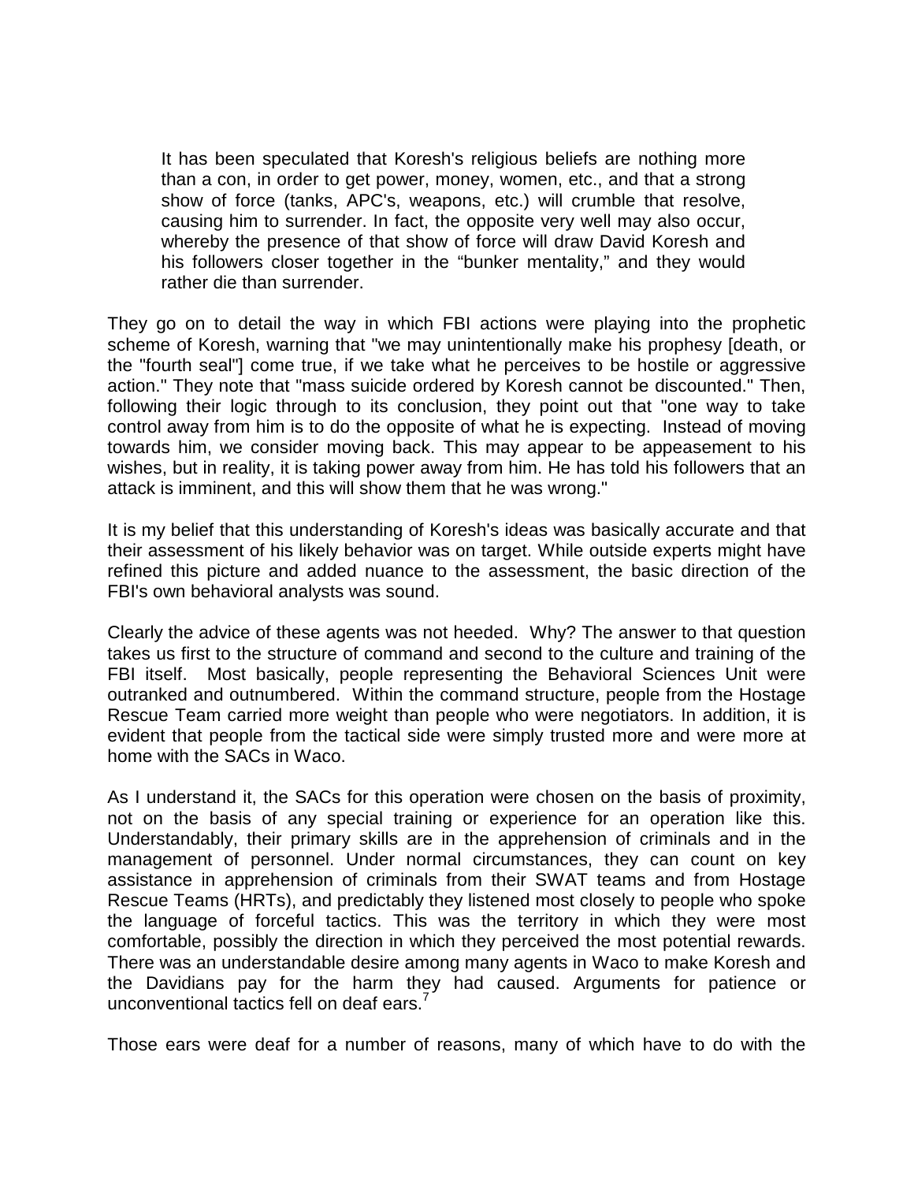> It has been speculated that Koresh's religious beliefs are nothing more than a con, in order to get power, money, women, etc., and that a strong show of force (tanks, APC's, weapons, etc.) will crumble that resolve, causing him to surrender. In fact, the opposite very well may also occur, whereby the presence of that show of force will draw David Koresh and his followers closer together in the "bunker mentality," and they would rather die than surrender.

They go on to detail the way in which FBI actions were playing into the prophetic scheme of Koresh, warning that "we may unintentionally make his prophesy [death, or the "fourth seal"] come true, if we take what he perceives to be hostile or aggressive action." They note that "mass suicide ordered by Koresh cannot be discounted." Then, following their logic through to its conclusion, they point out that "one way to take control away from him is to do the opposite of what he is expecting. Instead of moving towards him, we consider moving back. This may appear to be appeasement to his wishes, but in reality, it is taking power away from him. He has told his followers that an attack is imminent, and this will show them that he was wrong."

It is my belief that this understanding of Koresh's ideas was basically accurate and that their assessment of his likely behavior was on target. While outside experts might have refined this picture and added nuance to the assessment, the basic direction of the FBI's own behavioral analysts was sound.

Clearly the advice of these agents was not heeded. Why? The answer to that question takes us first to the structure of command and second to the culture and training of the FBI itself. Most basically, people representing the Behavioral Sciences Unit were outranked and outnumbered. Within the command structure, people from the Hostage Rescue Team carried more weight than people who were negotiators. In addition, it is evident that people from the tactical side were simply trusted more and were more at home with the SACs in Waco.

As I understand it, the SACs for this operation were chosen on the basis of proximity, not on the basis of any special training or experience for an operation like this. Understandably, their primary skills are in the apprehension of criminals and in the management of personnel. Under normal circumstances, they can count on key assistance in apprehension of criminals from their SWAT teams and from Hostage Rescue Teams (HRTs), and predictably they listened most closely to people who spoke the language of forceful tactics. This was the territory in which they were most comfortable, possibly the direction in which they perceived the most potential rewards. There was an understandable desire among many agents in Waco to make Koresh and the Davidians pay for the harm they had caused. Arguments for patience or unconventional tactics fell on deaf ears.[7]

Those ears were deaf for a number of reasons, many of which have to do with the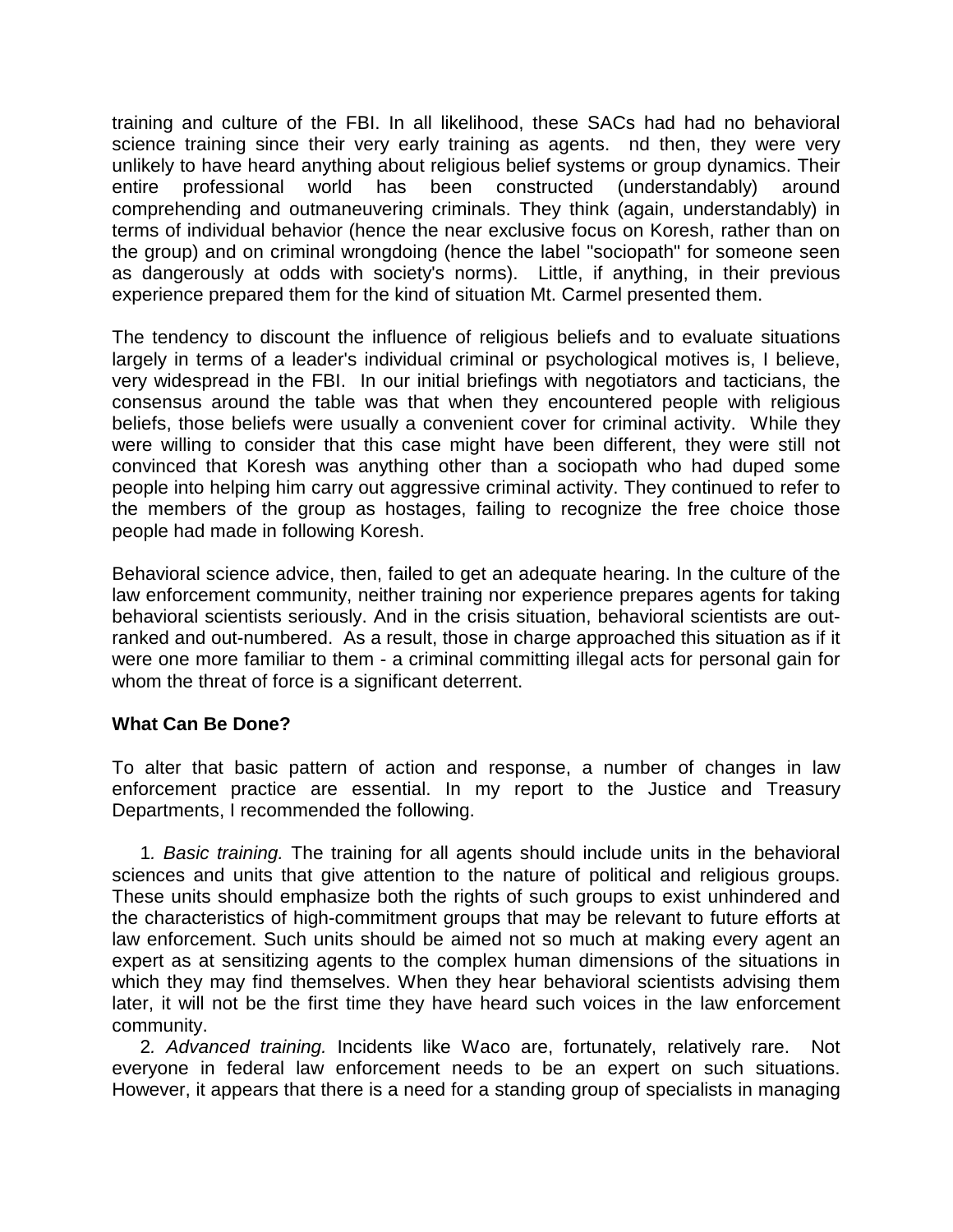training and culture of the FBI. In all likelihood, these SACs had had no behavioral science training since their very early training as agents. nd then, they were very unlikely to have heard anything about religious belief systems or group dynamics. Their entire professional world has been constructed (understandably) around comprehending and outmaneuvering criminals. They think (again, understandably) in terms of individual behavior (hence the near exclusive focus on Koresh, rather than on the group) and on criminal wrongdoing (hence the label "sociopath" for someone seen as dangerously at odds with society's norms). Little, if anything, in their previous experience prepared them for the kind of situation Mt. Carmel presented them.

The tendency to discount the influence of religious beliefs and to evaluate situations largely in terms of a leader's individual criminal or psychological motives is, I believe, very widespread in the FBI. In our initial briefings with negotiators and tacticians, the consensus around the table was that when they encountered people with religious beliefs, those beliefs were usually a convenient cover for criminal activity. While they were willing to consider that this case might have been different, they were still not convinced that Koresh was anything other than a sociopath who had duped some people into helping him carry out aggressive criminal activity. They continued to refer to the members of the group as hostages, failing to recognize the free choice those people had made in following Koresh.

Behavioral science advice, then, failed to get an adequate hearing. In the culture of the law enforcement community, neither training nor experience prepares agents for taking behavioral scientists seriously. And in the crisis situation, behavioral scientists are out-ranked and out-numbered. As a result, those in charge approached this situation as if it were one more familiar to them - a criminal committing illegal acts for personal gain for whom the threat of force is a significant deterrent.

**What Can Be Done?**

To alter that basic pattern of action and response, a number of changes in law enforcement practice are essential. In my report to the Justice and Treasury Departments, I recommended the following.

1. *Basic training.* The training for all agents should include units in the behavioral sciences and units that give attention to the nature of political and religious groups. These units should emphasize both the rights of such groups to exist unhindered and the characteristics of high-commitment groups that may be relevant to future efforts at law enforcement. Such units should be aimed not so much at making every agent an expert as at sensitizing agents to the complex human dimensions of the situations in which they may find themselves. When they hear behavioral scientists advising them later, it will not be the first time they have heard such voices in the law enforcement community.

2. *Advanced training.* Incidents like Waco are, fortunately, relatively rare. Not everyone in federal law enforcement needs to be an expert on such situations. However, it appears that there is a need for a standing group of specialists in managing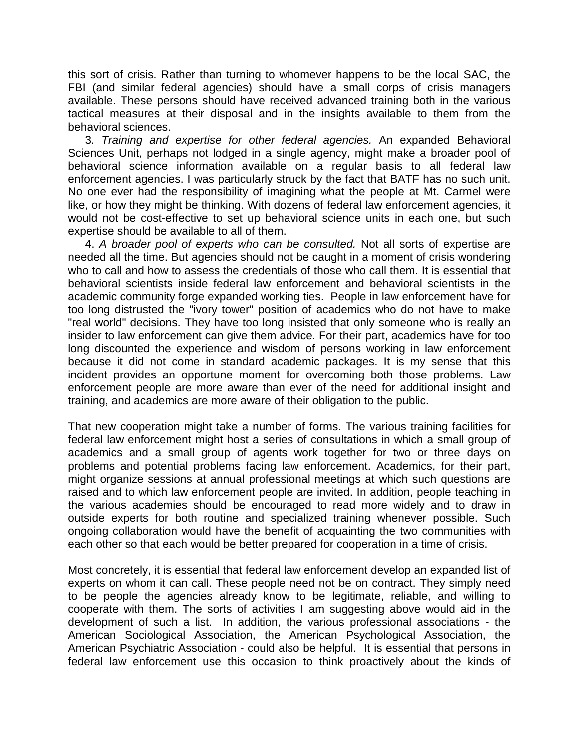this sort of crisis. Rather than turning to whomever happens to be the local SAC, the FBI (and similar federal agencies) should have a small corps of crisis managers available. These persons should have received advanced training both in the various tactical measures at their disposal and in the insights available to them from the behavioral sciences.

3*. Training and expertise for other federal agencies.* An expanded Behavioral Sciences Unit, perhaps not lodged in a single agency, might make a broader pool of behavioral science information available on a regular basis to all federal law enforcement agencies. I was particularly struck by the fact that BATF has no such unit. No one ever had the responsibility of imagining what the people at Mt. Carmel were like, or how they might be thinking. With dozens of federal law enforcement agencies, it would not be cost-effective to set up behavioral science units in each one, but such expertise should be available to all of them.

4. *A broader pool of experts who can be consulted.* Not all sorts of expertise are needed all the time. But agencies should not be caught in a moment of crisis wondering who to call and how to assess the credentials of those who call them. It is essential that behavioral scientists inside federal law enforcement and behavioral scientists in the academic community forge expanded working ties. People in law enforcement have for too long distrusted the "ivory tower" position of academics who do not have to make "real world" decisions. They have too long insisted that only someone who is really an insider to law enforcement can give them advice. For their part, academics have for too long discounted the experience and wisdom of persons working in law enforcement because it did not come in standard academic packages. It is my sense that this incident provides an opportune moment for overcoming both those problems. Law enforcement people are more aware than ever of the need for additional insight and training, and academics are more aware of their obligation to the public.

That new cooperation might take a number of forms. The various training facilities for federal law enforcement might host a series of consultations in which a small group of academics and a small group of agents work together for two or three days on problems and potential problems facing law enforcement. Academics, for their part, might organize sessions at annual professional meetings at which such questions are raised and to which law enforcement people are invited. In addition, people teaching in the various academies should be encouraged to read more widely and to draw in outside experts for both routine and specialized training whenever possible. Such ongoing collaboration would have the benefit of acquainting the two communities with each other so that each would be better prepared for cooperation in a time of crisis.

Most concretely, it is essential that federal law enforcement develop an expanded list of experts on whom it can call. These people need not be on contract. They simply need to be people the agencies already know to be legitimate, reliable, and willing to cooperate with them. The sorts of activities I am suggesting above would aid in the development of such a list. In addition, the various professional associations - the American Sociological Association, the American Psychological Association, the American Psychiatric Association - could also be helpful. It is essential that persons in federal law enforcement use this occasion to think proactively about the kinds of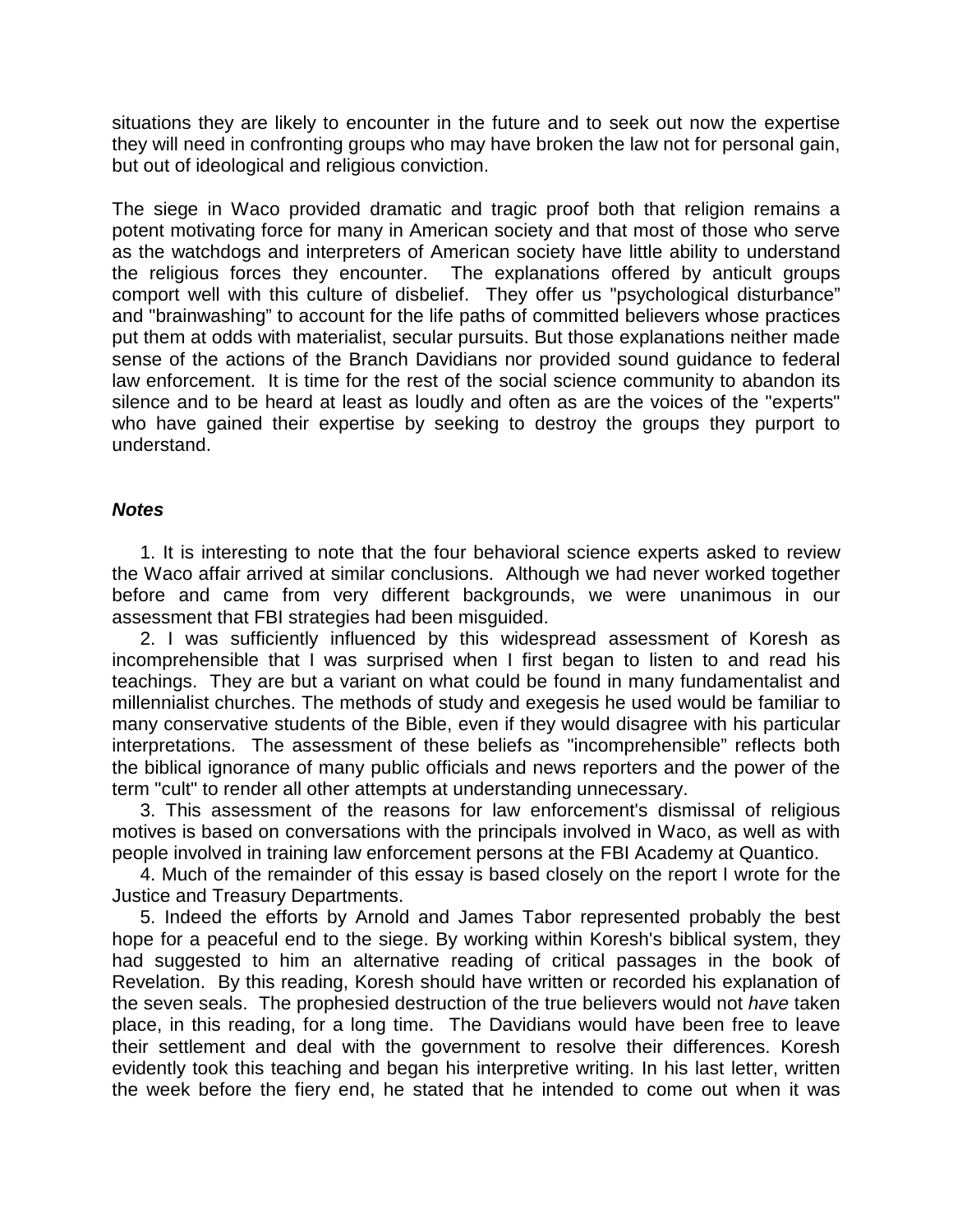situations they are likely to encounter in the future and to seek out now the expertise they will need in confronting groups who may have broken the law not for personal gain, but out of ideological and religious conviction.

The siege in Waco provided dramatic and tragic proof both that religion remains a potent motivating force for many in American society and that most of those who serve as the watchdogs and interpreters of American society have little ability to understand the religious forces they encounter. The explanations offered by anticult groups comport well with this culture of disbelief. They offer us "psychological disturbance" and "brainwashing" to account for the life paths of committed believers whose practices put them at odds with materialist, secular pursuits. But those explanations neither made sense of the actions of the Branch Davidians nor provided sound guidance to federal law enforcement. It is time for the rest of the social science community to abandon its silence and to be heard at least as loudly and often as are the voices of the "experts" who have gained their expertise by seeking to destroy the groups they purport to understand.

### *Notes*

1. It is interesting to note that the four behavioral science experts asked to review the Waco affair arrived at similar conclusions. Although we had never worked together before and came from very different backgrounds, we were unanimous in our assessment that FBI strategies had been misguided.

2. I was sufficiently influenced by this widespread assessment of Koresh as incomprehensible that I was surprised when I first began to listen to and read his teachings. They are but a variant on what could be found in many fundamentalist and millennialist churches. The methods of study and exegesis he used would be familiar to many conservative students of the Bible, even if they would disagree with his particular interpretations. The assessment of these beliefs as "incomprehensible" reflects both the biblical ignorance of many public officials and news reporters and the power of the term "cult" to render all other attempts at understanding unnecessary.

3. This assessment of the reasons for law enforcement's dismissal of religious motives is based on conversations with the principals involved in Waco, as well as with people involved in training law enforcement persons at the FBI Academy at Quantico.

4. Much of the remainder of this essay is based closely on the report I wrote for the Justice and Treasury Departments.

5. Indeed the efforts by Arnold and James Tabor represented probably the best hope for a peaceful end to the siege. By working within Koresh's biblical system, they had suggested to him an alternative reading of critical passages in the book of Revelation. By this reading, Koresh should have written or recorded his explanation of the seven seals. The prophesied destruction of the true believers would not *have* taken place, in this reading, for a long time. The Davidians would have been free to leave their settlement and deal with the government to resolve their differences. Koresh evidently took this teaching and began his interpretive writing. In his last letter, written the week before the fiery end, he stated that he intended to come out when it was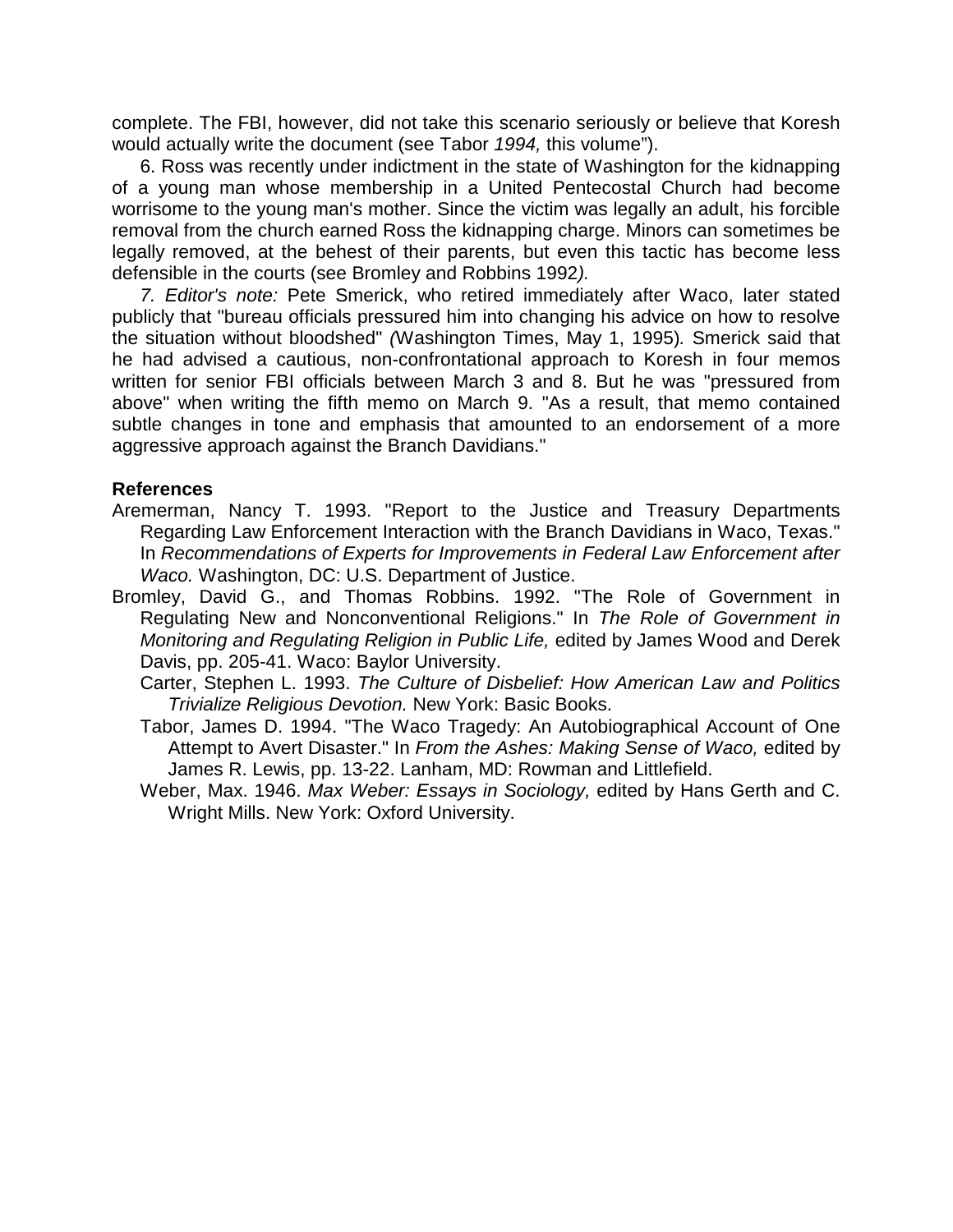complete. The FBI, however, did not take this scenario seriously or believe that Koresh would actually write the document (see Tabor *1994,* this volume").

6. Ross was recently under indictment in the state of Washington for the kidnapping of a young man whose membership in a United Pentecostal Church had become worrisome to the young man's mother. Since the victim was legally an adult, his forcible removal from the church earned Ross the kidnapping charge. Minors can sometimes be legally removed, at the behest of their parents, but even this tactic has become less defensible in the courts (see Bromley and Robbins 1992*).*

*7. Editor's note:* Pete Smerick, who retired immediately after Waco, later stated publicly that "bureau officials pressured him into changing his advice on how to resolve the situation without bloodshed" *(*Washington Times, May 1, 1995)*.* Smerick said that he had advised a cautious, non-confrontational approach to Koresh in four memos written for senior FBI officials between March 3 and 8. But he was "pressured from above" when writing the fifth memo on March 9. "As a result, that memo contained subtle changes in tone and emphasis that amounted to an endorsement of a more aggressive approach against the Branch Davidians."

**References**

Aremerman, Nancy T. 1993. "Report to the Justice and Treasury Departments Regarding Law Enforcement Interaction with the Branch Davidians in Waco, Texas." In *Recommendations of Experts for Improvements in Federal Law Enforcement after Waco.* Washington, DC: U.S. Department of Justice.

Bromley, David G., and Thomas Robbins. 1992. "The Role of Government in Regulating New and Nonconventional Religions." In *The Role of Government in Monitoring and Regulating Religion in Public Life,* edited by James Wood and Derek Davis, pp. 205-41. Waco: Baylor University.

Carter, Stephen L. 1993. *The Culture of Disbelief: How American Law and Politics Trivialize Religious Devotion.* New York: Basic Books.

Tabor, James D. 1994. "The Waco Tragedy: An Autobiographical Account of One Attempt to Avert Disaster." In *From the Ashes: Making Sense of Waco,* edited by James R. Lewis, pp. 13-22. Lanham, MD: Rowman and Littlefield.

Weber, Max. 1946. *Max Weber: Essays in Sociology,* edited by Hans Gerth and C. Wright Mills. New York: Oxford University.